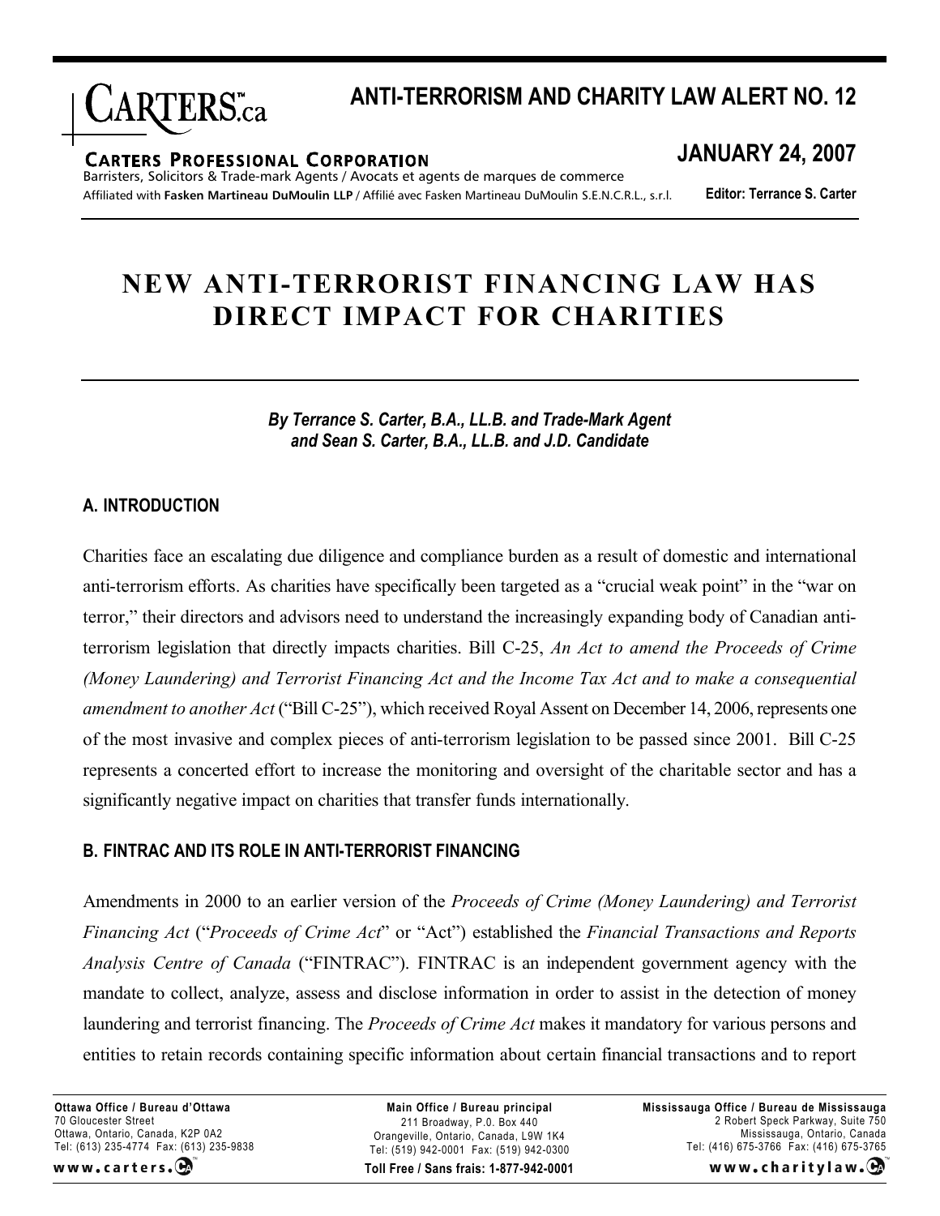# ANTI-TERRORISM AND CHARITY LAW ALERT NO. 12

**CARTERS PROFESSIONAL CORPORATION**
Barristers, Solicitors & Trade-mark Agents / Avocats et agents de marques de commerce
Affiliated with **Fasken Martineau DuMoulin LLP** / Affilié avec Fasken Martineau DuMoulin S.E.N.C.R.L., s.r.l.

**JANUARY 24, 2007**

**Editor: Terrance S. Carter**

# NEW ANTI-TERRORIST FINANCING LAW HAS DIRECT IMPACT FOR CHARITIES

***By Terrance S. Carter, B.A., LL.B. and Trade-Mark Agent and Sean S. Carter, B.A., LL.B. and J.D. Candidate***

## A. INTRODUCTION

Charities face an escalating due diligence and compliance burden as a result of domestic and international anti-terrorism efforts. As charities have specifically been targeted as a "crucial weak point" in the "war on terror," their directors and advisors need to understand the increasingly expanding body of Canadian anti-terrorism legislation that directly impacts charities. Bill C-25, *An Act to amend the Proceeds of Crime (Money Laundering) and Terrorist Financing Act and the Income Tax Act and to make a consequential amendment to another Act* ("Bill C-25"), which received Royal Assent on December 14, 2006, represents one of the most invasive and complex pieces of anti-terrorism legislation to be passed since 2001. Bill C-25 represents a concerted effort to increase the monitoring and oversight of the charitable sector and has a significantly negative impact on charities that transfer funds internationally.

## B. FINTRAC AND ITS ROLE IN ANTI-TERRORIST FINANCING

Amendments in 2000 to an earlier version of the *Proceeds of Crime (Money Laundering) and Terrorist Financing Act* ("*Proceeds of Crime Act*" or "Act") established the *Financial Transactions and Reports Analysis Centre of Canada* ("FINTRAC"). FINTRAC is an independent government agency with the mandate to collect, analyze, assess and disclose information in order to assist in the detection of money laundering and terrorist financing. The *Proceeds of Crime Act* makes it mandatory for various persons and entities to retain records containing specific information about certain financial transactions and to report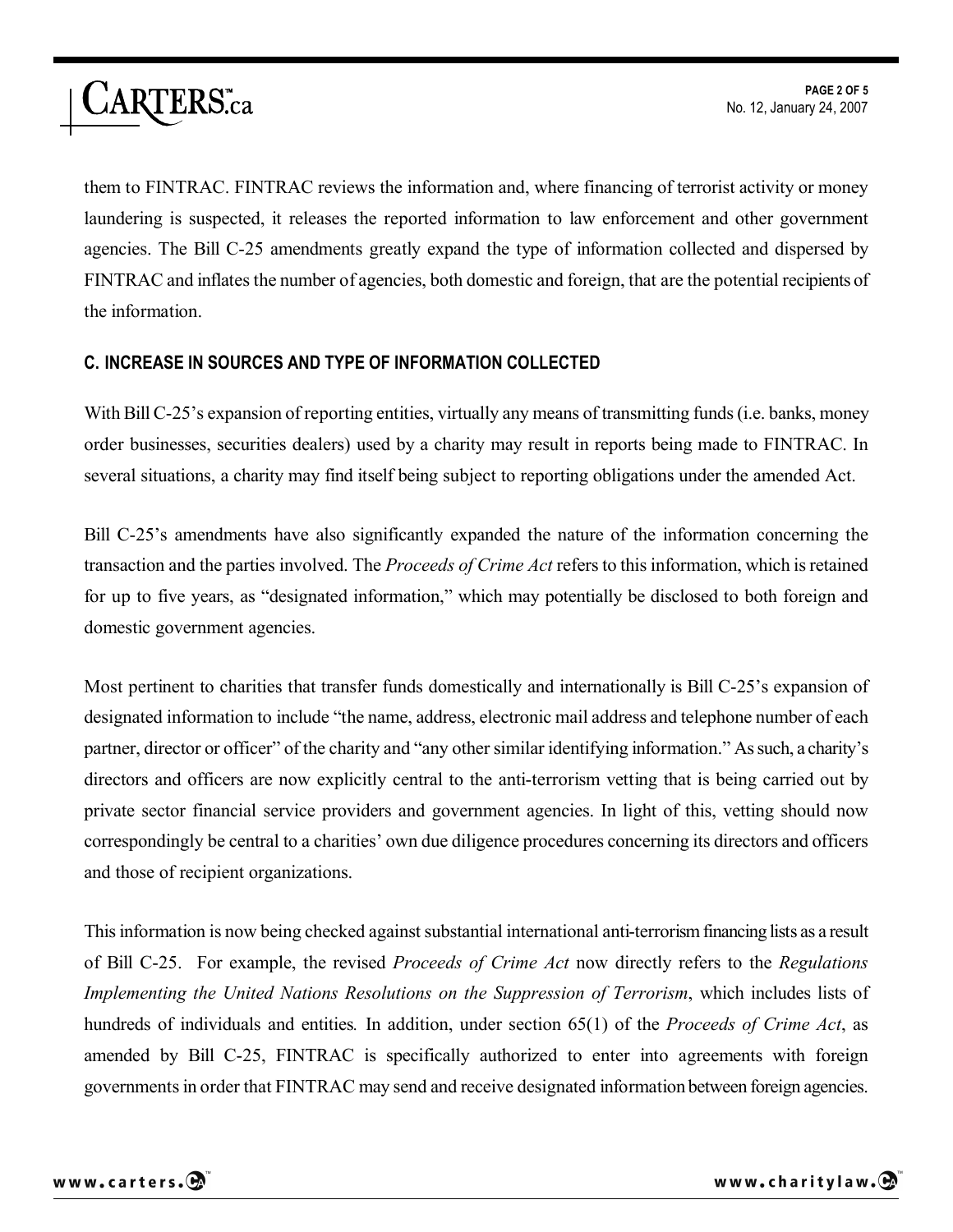them to FINTRAC. FINTRAC reviews the information and, where financing of terrorist activity or money laundering is suspected, it releases the reported information to law enforcement and other government agencies. The Bill C-25 amendments greatly expand the type of information collected and dispersed by FINTRAC and inflates the number of agencies, both domestic and foreign, that are the potential recipients of the information.

### C. INCREASE IN SOURCES AND TYPE OF INFORMATION COLLECTED

With Bill C-25's expansion of reporting entities, virtually any means of transmitting funds (i.e. banks, money order businesses, securities dealers) used by a charity may result in reports being made to FINTRAC. In several situations, a charity may find itself being subject to reporting obligations under the amended Act.

Bill C-25's amendments have also significantly expanded the nature of the information concerning the transaction and the parties involved. The *Proceeds of Crime Act* refers to this information, which is retained for up to five years, as "designated information," which may potentially be disclosed to both foreign and domestic government agencies.

Most pertinent to charities that transfer funds domestically and internationally is Bill C-25's expansion of designated information to include "the name, address, electronic mail address and telephone number of each partner, director or officer" of the charity and "any other similar identifying information." As such, a charity's directors and officers are now explicitly central to the anti-terrorism vetting that is being carried out by private sector financial service providers and government agencies. In light of this, vetting should now correspondingly be central to a charities' own due diligence procedures concerning its directors and officers and those of recipient organizations.

This information is now being checked against substantial international anti-terrorism financing lists as a result of Bill C-25. For example, the revised *Proceeds of Crime Act* now directly refers to the *Regulations Implementing the United Nations Resolutions on the Suppression of Terrorism*, which includes lists of hundreds of individuals and entities. In addition, under section 65(1) of the *Proceeds of Crime Act*, as amended by Bill C-25, FINTRAC is specifically authorized to enter into agreements with foreign governments in order that FINTRAC may send and receive designated information between foreign agencies.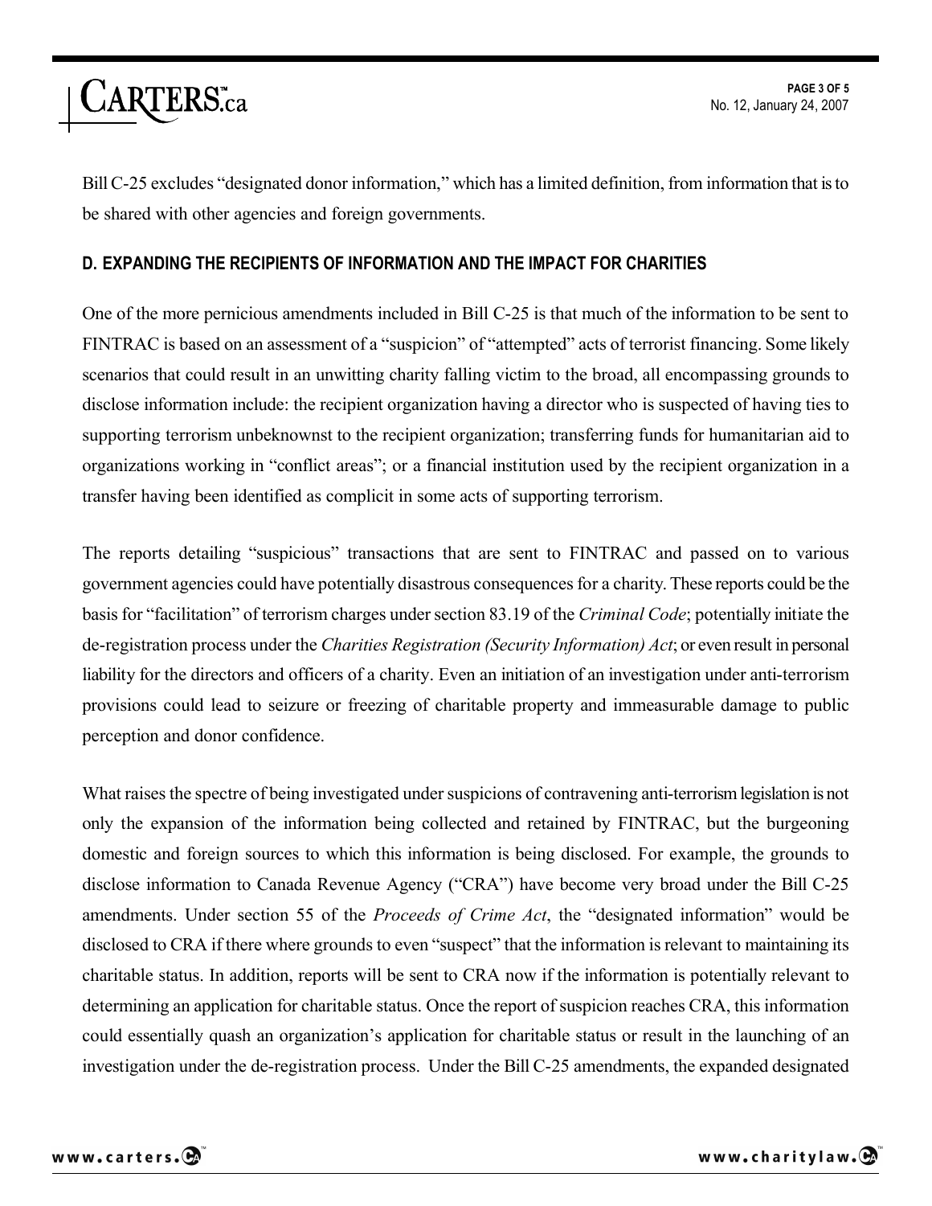Bill C-25 excludes "designated donor information," which has a limited definition, from information that is to be shared with other agencies and foreign governments.

### D. EXPANDING THE RECIPIENTS OF INFORMATION AND THE IMPACT FOR CHARITIES

One of the more pernicious amendments included in Bill C-25 is that much of the information to be sent to FINTRAC is based on an assessment of a "suspicion" of "attempted" acts of terrorist financing. Some likely scenarios that could result in an unwitting charity falling victim to the broad, all encompassing grounds to disclose information include: the recipient organization having a director who is suspected of having ties to supporting terrorism unbeknownst to the recipient organization; transferring funds for humanitarian aid to organizations working in "conflict areas"; or a financial institution used by the recipient organization in a transfer having been identified as complicit in some acts of supporting terrorism.

The reports detailing "suspicious" transactions that are sent to FINTRAC and passed on to various government agencies could have potentially disastrous consequences for a charity. These reports could be the basis for "facilitation" of terrorism charges under section 83.19 of the *Criminal Code*; potentially initiate the de-registration process under the *Charities Registration (Security Information) Act*; or even result in personal liability for the directors and officers of a charity. Even an initiation of an investigation under anti-terrorism provisions could lead to seizure or freezing of charitable property and immeasurable damage to public perception and donor confidence.

What raises the spectre of being investigated under suspicions of contravening anti-terrorism legislation is not only the expansion of the information being collected and retained by FINTRAC, but the burgeoning domestic and foreign sources to which this information is being disclosed. For example, the grounds to disclose information to Canada Revenue Agency ("CRA") have become very broad under the Bill C-25 amendments. Under section 55 of the *Proceeds of Crime Act*, the "designated information" would be disclosed to CRA if there where grounds to even "suspect" that the information is relevant to maintaining its charitable status. In addition, reports will be sent to CRA now if the information is potentially relevant to determining an application for charitable status. Once the report of suspicion reaches CRA, this information could essentially quash an organization's application for charitable status or result in the launching of an investigation under the de-registration process. Under the Bill C-25 amendments, the expanded designated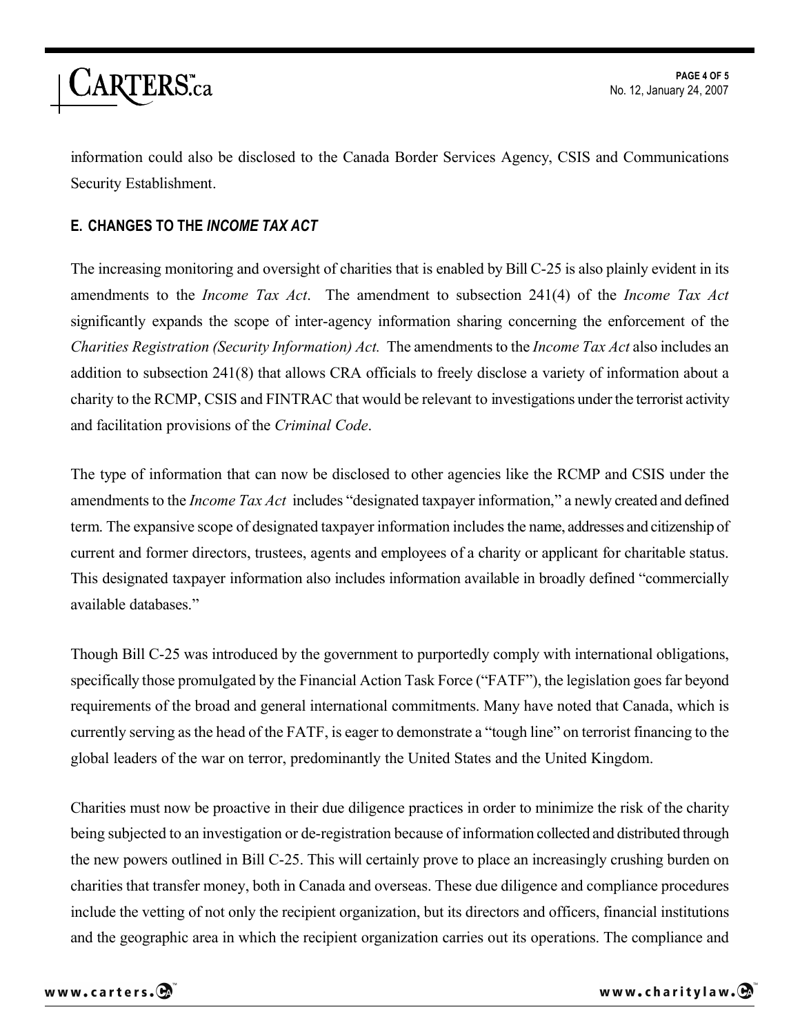information could also be disclosed to the Canada Border Services Agency, CSIS and Communications Security Establishment.

### E. CHANGES TO THE *INCOME TAX ACT*

The increasing monitoring and oversight of charities that is enabled by Bill C-25 is also plainly evident in its amendments to the *Income Tax Act*. The amendment to subsection 241(4) of the *Income Tax Act* significantly expands the scope of inter-agency information sharing concerning the enforcement of the *Charities Registration (Security Information) Act.* The amendments to the *Income Tax Act* also includes an addition to subsection 241(8) that allows CRA officials to freely disclose a variety of information about a charity to the RCMP, CSIS and FINTRAC that would be relevant to investigations under the terrorist activity and facilitation provisions of the *Criminal Code*.

The type of information that can now be disclosed to other agencies like the RCMP and CSIS under the amendments to the *Income Tax Act* includes "designated taxpayer information," a newly created and defined term. The expansive scope of designated taxpayer information includes the name, addresses and citizenship of current and former directors, trustees, agents and employees of a charity or applicant for charitable status. This designated taxpayer information also includes information available in broadly defined "commercially available databases."

Though Bill C-25 was introduced by the government to purportedly comply with international obligations, specifically those promulgated by the Financial Action Task Force ("FATF"), the legislation goes far beyond requirements of the broad and general international commitments. Many have noted that Canada, which is currently serving as the head of the FATF, is eager to demonstrate a "tough line" on terrorist financing to the global leaders of the war on terror, predominantly the United States and the United Kingdom.

Charities must now be proactive in their due diligence practices in order to minimize the risk of the charity being subjected to an investigation or de-registration because of information collected and distributed through the new powers outlined in Bill C-25. This will certainly prove to place an increasingly crushing burden on charities that transfer money, both in Canada and overseas. These due diligence and compliance procedures include the vetting of not only the recipient organization, but its directors and officers, financial institutions and the geographic area in which the recipient organization carries out its operations. The compliance and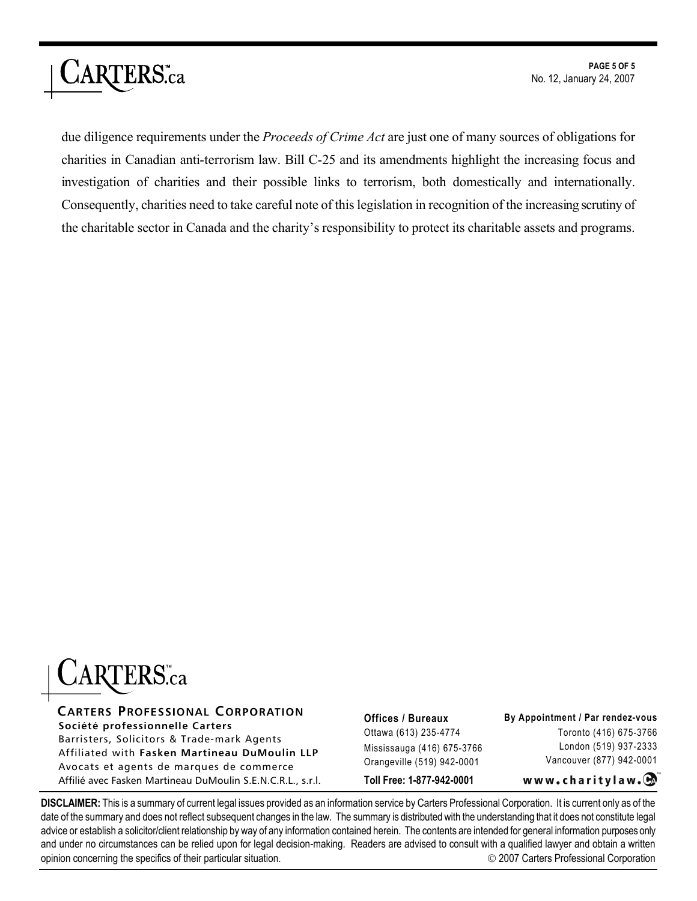due diligence requirements under the *Proceeds of Crime Act* are just one of many sources of obligations for charities in Canadian anti-terrorism law. Bill C-25 and its amendments highlight the increasing focus and investigation of charities and their possible links to terrorism, both domestically and internationally. Consequently, charities need to take careful note of this legislation in recognition of the increasing scrutiny of the charitable sector in Canada and the charity's responsibility to protect its charitable assets and programs.

CARTERS.ca

**CARTERS PROFESSIONAL CORPORATION**
**Société professionnelle Carters**
Barristers, Solicitors & Trade-mark Agents
Affiliated with **Fasken Martineau DuMoulin LLP**
Avocats et agents de marques de commerce
Affilié avec Fasken Martineau DuMoulin S.E.N.C.R.L., s.r.l.

**Offices / Bureaux**
Ottawa (613) 235-4774
Mississauga (416) 675-3766
Orangeville (519) 942-0001
**Toll Free: 1-877-942-0001**

**By Appointment / Par rendez-vous**
Toronto (416) 675-3766
London (519) 937-2333
Vancouver (877) 942-0001
**www.charitylaw.ca**

**DISCLAIMER:** This is a summary of current legal issues provided as an information service by Carters Professional Corporation. It is current only as of the date of the summary and does not reflect subsequent changes in the law. The summary is distributed with the understanding that it does not constitute legal advice or establish a solicitor/client relationship by way of any information contained herein. The contents are intended for general information purposes only and under no circumstances can be relied upon for legal decision-making. Readers are advised to consult with a qualified lawyer and obtain a written opinion concerning the specifics of their particular situation. © 2007 Carters Professional Corporation